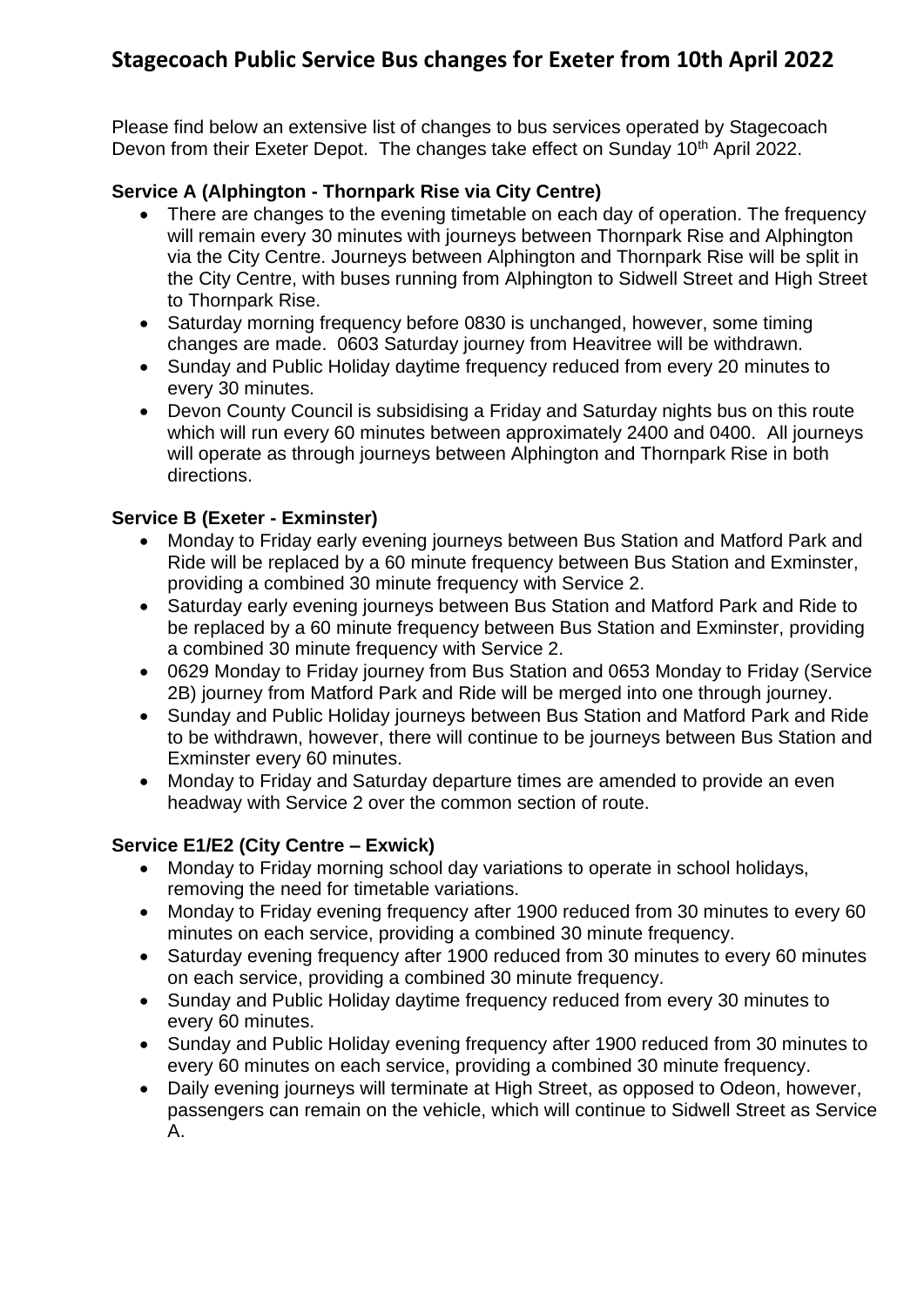# Stagecoach Public Service Bus changes for Exeter from 10th April 2022

Please find below an extensive list of changes to bus services operated by Stagecoach Devon from their Exeter Depot. The changes take effect on Sunday 10th April 2022.

**Service A (Alphington - Thornpark Rise via City Centre)**

- There are changes to the evening timetable on each day of operation. The frequency will remain every 30 minutes with journeys between Thornpark Rise and Alphington via the City Centre. Journeys between Alphington and Thornpark Rise will be split in the City Centre, with buses running from Alphington to Sidwell Street and High Street to Thornpark Rise.
- Saturday morning frequency before 0830 is unchanged, however, some timing changes are made. 0603 Saturday journey from Heavitree will be withdrawn.
- Sunday and Public Holiday daytime frequency reduced from every 20 minutes to every 30 minutes.
- Devon County Council is subsidising a Friday and Saturday nights bus on this route which will run every 60 minutes between approximately 2400 and 0400. All journeys will operate as through journeys between Alphington and Thornpark Rise in both directions.

**Service B (Exeter - Exminster)**

- Monday to Friday early evening journeys between Bus Station and Matford Park and Ride will be replaced by a 60 minute frequency between Bus Station and Exminster, providing a combined 30 minute frequency with Service 2.
- Saturday early evening journeys between Bus Station and Matford Park and Ride to be replaced by a 60 minute frequency between Bus Station and Exminster, providing a combined 30 minute frequency with Service 2.
- 0629 Monday to Friday journey from Bus Station and 0653 Monday to Friday (Service 2B) journey from Matford Park and Ride will be merged into one through journey.
- Sunday and Public Holiday journeys between Bus Station and Matford Park and Ride to be withdrawn, however, there will continue to be journeys between Bus Station and Exminster every 60 minutes.
- Monday to Friday and Saturday departure times are amended to provide an even headway with Service 2 over the common section of route.

**Service E1/E2 (City Centre – Exwick)**

- Monday to Friday morning school day variations to operate in school holidays, removing the need for timetable variations.
- Monday to Friday evening frequency after 1900 reduced from 30 minutes to every 60 minutes on each service, providing a combined 30 minute frequency.
- Saturday evening frequency after 1900 reduced from 30 minutes to every 60 minutes on each service, providing a combined 30 minute frequency.
- Sunday and Public Holiday daytime frequency reduced from every 30 minutes to every 60 minutes.
- Sunday and Public Holiday evening frequency after 1900 reduced from 30 minutes to every 60 minutes on each service, providing a combined 30 minute frequency.
- Daily evening journeys will terminate at High Street, as opposed to Odeon, however, passengers can remain on the vehicle, which will continue to Sidwell Street as Service A.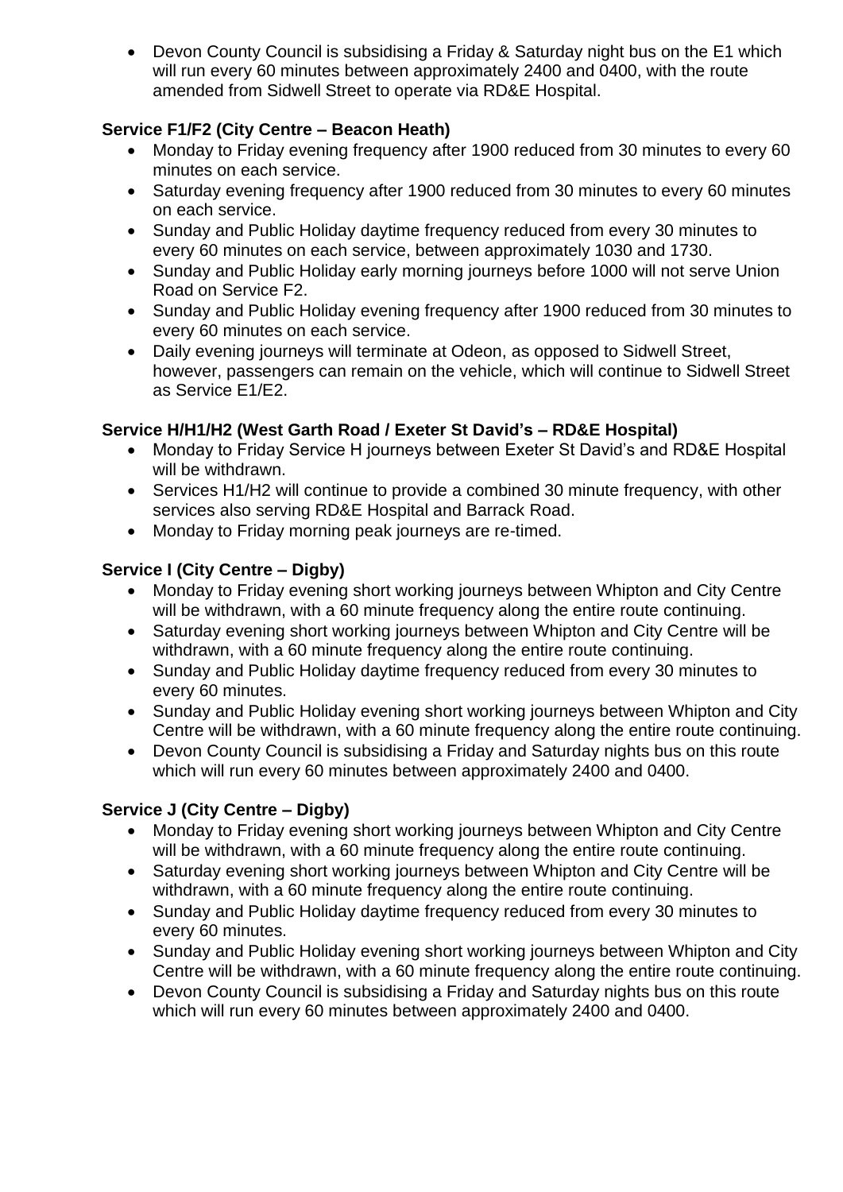- Devon County Council is subsidising a Friday & Saturday night bus on the E1 which will run every 60 minutes between approximately 2400 and 0400, with the route amended from Sidwell Street to operate via RD&E Hospital.

**Service F1/F2 (City Centre – Beacon Heath)**

- Monday to Friday evening frequency after 1900 reduced from 30 minutes to every 60 minutes on each service.
- Saturday evening frequency after 1900 reduced from 30 minutes to every 60 minutes on each service.
- Sunday and Public Holiday daytime frequency reduced from every 30 minutes to every 60 minutes on each service, between approximately 1030 and 1730.
- Sunday and Public Holiday early morning journeys before 1000 will not serve Union Road on Service F2.
- Sunday and Public Holiday evening frequency after 1900 reduced from 30 minutes to every 60 minutes on each service.
- Daily evening journeys will terminate at Odeon, as opposed to Sidwell Street, however, passengers can remain on the vehicle, which will continue to Sidwell Street as Service E1/E2.

**Service H/H1/H2 (West Garth Road / Exeter St David's – RD&E Hospital)**

- Monday to Friday Service H journeys between Exeter St David's and RD&E Hospital will be withdrawn.
- Services H1/H2 will continue to provide a combined 30 minute frequency, with other services also serving RD&E Hospital and Barrack Road.
- Monday to Friday morning peak journeys are re-timed.

**Service I (City Centre – Digby)**

- Monday to Friday evening short working journeys between Whipton and City Centre will be withdrawn, with a 60 minute frequency along the entire route continuing.
- Saturday evening short working journeys between Whipton and City Centre will be withdrawn, with a 60 minute frequency along the entire route continuing.
- Sunday and Public Holiday daytime frequency reduced from every 30 minutes to every 60 minutes.
- Sunday and Public Holiday evening short working journeys between Whipton and City Centre will be withdrawn, with a 60 minute frequency along the entire route continuing.
- Devon County Council is subsidising a Friday and Saturday nights bus on this route which will run every 60 minutes between approximately 2400 and 0400.

**Service J (City Centre – Digby)**

- Monday to Friday evening short working journeys between Whipton and City Centre will be withdrawn, with a 60 minute frequency along the entire route continuing.
- Saturday evening short working journeys between Whipton and City Centre will be withdrawn, with a 60 minute frequency along the entire route continuing.
- Sunday and Public Holiday daytime frequency reduced from every 30 minutes to every 60 minutes.
- Sunday and Public Holiday evening short working journeys between Whipton and City Centre will be withdrawn, with a 60 minute frequency along the entire route continuing.
- Devon County Council is subsidising a Friday and Saturday nights bus on this route which will run every 60 minutes between approximately 2400 and 0400.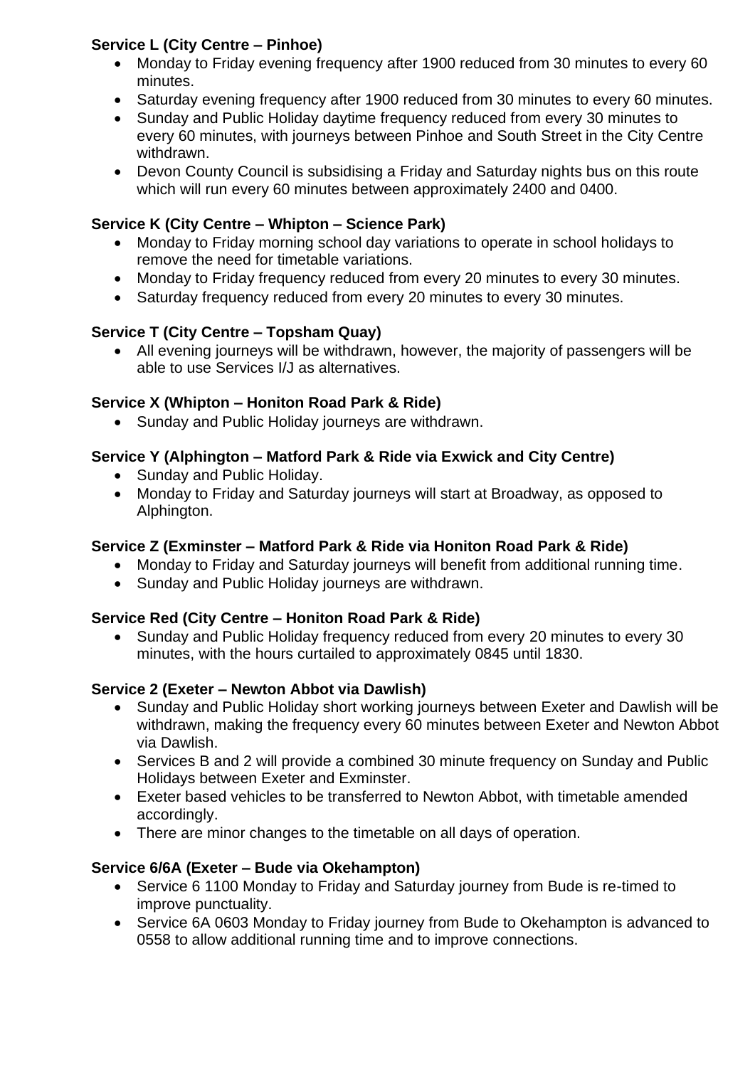**Service L (City Centre – Pinhoe)**

- Monday to Friday evening frequency after 1900 reduced from 30 minutes to every 60 minutes.
- Saturday evening frequency after 1900 reduced from 30 minutes to every 60 minutes.
- Sunday and Public Holiday daytime frequency reduced from every 30 minutes to every 60 minutes, with journeys between Pinhoe and South Street in the City Centre withdrawn.
- Devon County Council is subsidising a Friday and Saturday nights bus on this route which will run every 60 minutes between approximately 2400 and 0400.

**Service K (City Centre – Whipton – Science Park)**

- Monday to Friday morning school day variations to operate in school holidays to remove the need for timetable variations.
- Monday to Friday frequency reduced from every 20 minutes to every 30 minutes.
- Saturday frequency reduced from every 20 minutes to every 30 minutes.

**Service T (City Centre – Topsham Quay)**

- All evening journeys will be withdrawn, however, the majority of passengers will be able to use Services I/J as alternatives.

**Service X (Whipton – Honiton Road Park & Ride)**

- Sunday and Public Holiday journeys are withdrawn.

**Service Y (Alphington – Matford Park & Ride via Exwick and City Centre)**

- Sunday and Public Holiday.
- Monday to Friday and Saturday journeys will start at Broadway, as opposed to Alphington.

**Service Z (Exminster – Matford Park & Ride via Honiton Road Park & Ride)**

- Monday to Friday and Saturday journeys will benefit from additional running time.
- Sunday and Public Holiday journeys are withdrawn.

**Service Red (City Centre – Honiton Road Park & Ride)**

- Sunday and Public Holiday frequency reduced from every 20 minutes to every 30 minutes, with the hours curtailed to approximately 0845 until 1830.

**Service 2 (Exeter – Newton Abbot via Dawlish)**

- Sunday and Public Holiday short working journeys between Exeter and Dawlish will be withdrawn, making the frequency every 60 minutes between Exeter and Newton Abbot via Dawlish.
- Services B and 2 will provide a combined 30 minute frequency on Sunday and Public Holidays between Exeter and Exminster.
- Exeter based vehicles to be transferred to Newton Abbot, with timetable amended accordingly.
- There are minor changes to the timetable on all days of operation.

**Service 6/6A (Exeter – Bude via Okehampton)**

- Service 6 1100 Monday to Friday and Saturday journey from Bude is re-timed to improve punctuality.
- Service 6A 0603 Monday to Friday journey from Bude to Okehampton is advanced to 0558 to allow additional running time and to improve connections.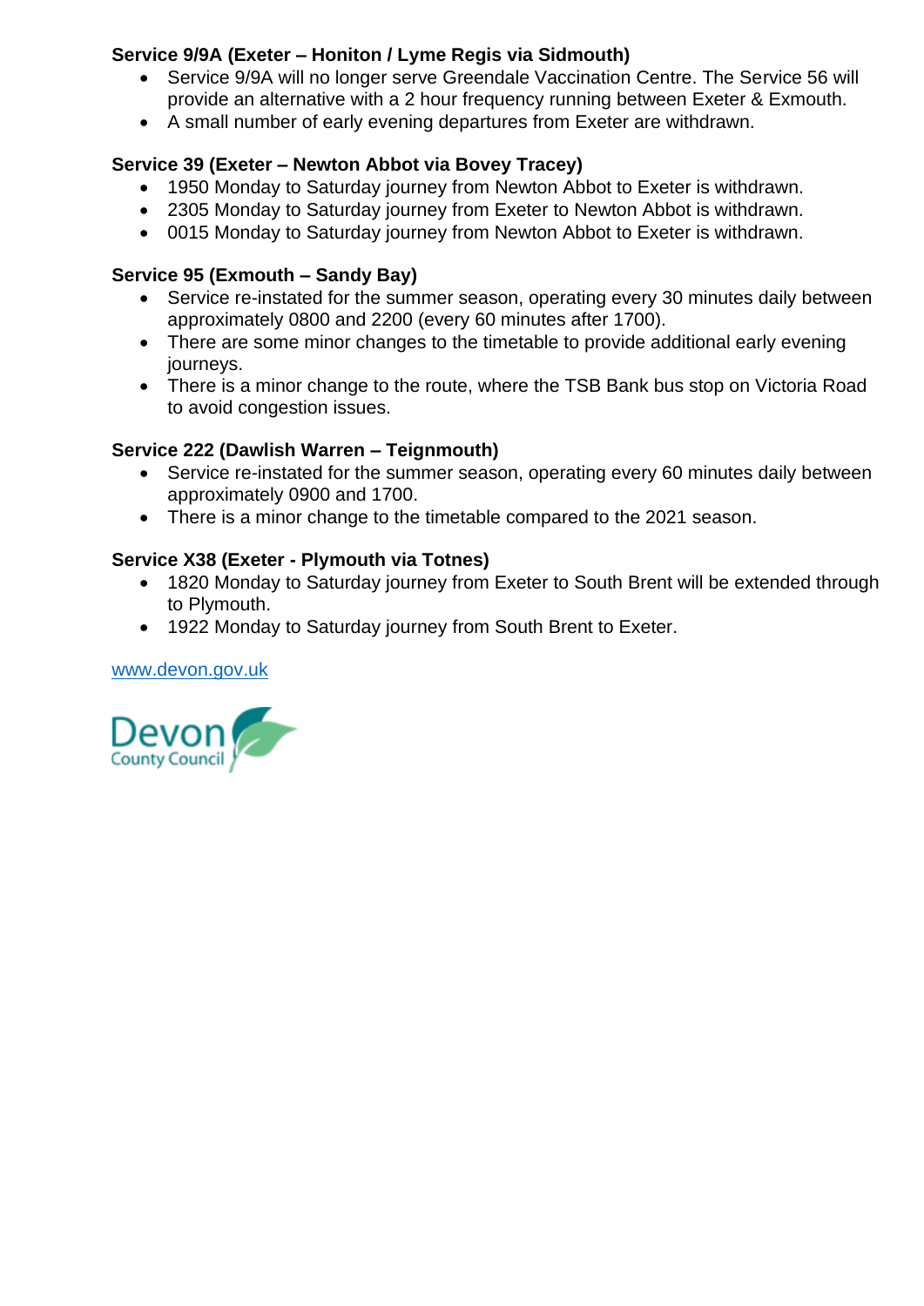**Service 9/9A (Exeter – Honiton / Lyme Regis via Sidmouth)**

- Service 9/9A will no longer serve Greendale Vaccination Centre. The Service 56 will provide an alternative with a 2 hour frequency running between Exeter & Exmouth.
- A small number of early evening departures from Exeter are withdrawn.

**Service 39 (Exeter – Newton Abbot via Bovey Tracey)**

- 1950 Monday to Saturday journey from Newton Abbot to Exeter is withdrawn.
- 2305 Monday to Saturday journey from Exeter to Newton Abbot is withdrawn.
- 0015 Monday to Saturday journey from Newton Abbot to Exeter is withdrawn.

**Service 95 (Exmouth – Sandy Bay)**

- Service re-instated for the summer season, operating every 30 minutes daily between approximately 0800 and 2200 (every 60 minutes after 1700).
- There are some minor changes to the timetable to provide additional early evening journeys.
- There is a minor change to the route, where the TSB Bank bus stop on Victoria Road to avoid congestion issues.

**Service 222 (Dawlish Warren – Teignmouth)**

- Service re-instated for the summer season, operating every 60 minutes daily between approximately 0900 and 1700.
- There is a minor change to the timetable compared to the 2021 season.

**Service X38 (Exeter - Plymouth via Totnes)**

- 1820 Monday to Saturday journey from Exeter to South Brent will be extended through to Plymouth.
- 1922 Monday to Saturday journey from South Brent to Exeter.

www.devon.gov.uk

Devon County Council